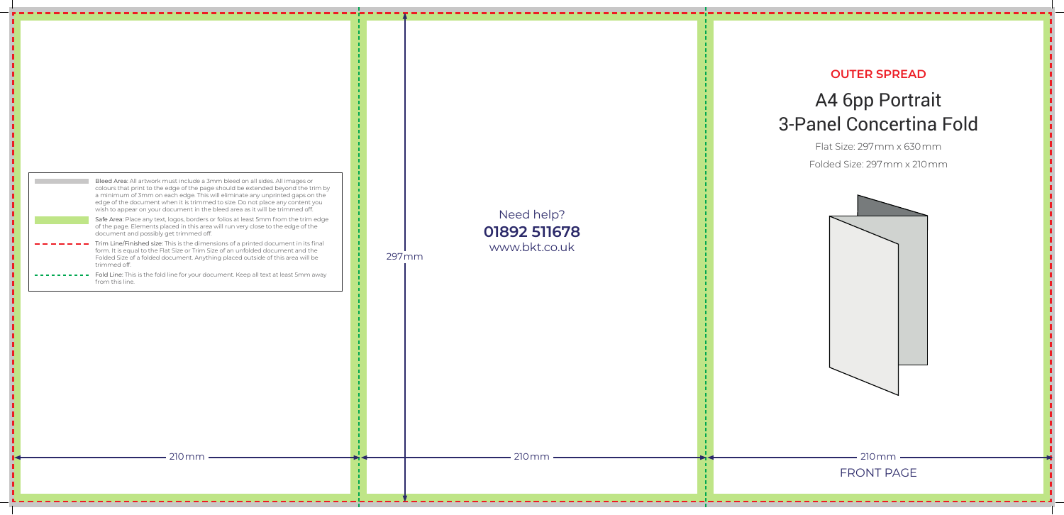## OUTER SPREAD

# A4 6pp Portrait 3-Panel Concertina Fold

Flat Size: 297 mm x 630 mm

Folded Size: 297 mm x 210 mm

FRONT PAGE

Need help?

**01892 511678**

www.bkt.co.uk

297 mm

210 mm

210 mm

210 mm

- **Bleed Area:** All artwork must include a 3mm bleed on all sides. All images or colours that print to the edge of the page should be extended beyond the trim by a minimum of 3mm on each edge. This will eliminate any unprinted gaps on the edge of the document when it is trimmed to size. Do not place any content you wish to appear on your document in the bleed area as it will be trimmed off.
- **Safe Area:** Place any text, logos, borders or folios at least 5mm from the trim edge of the page. Elements placed in this area will run very close to the edge of the document and possibly get trimmed off.
- **Trim Line/Finished size:** This is the dimensions of a printed document in its final form. It is equal to the Flat Size or Trim Size of an unfolded document and the Folded Size of a folded document. Anything placed outside of this area will be trimmed off.
- **Fold Line:** This is the fold line for your document. Keep all text at least 5mm away from this line.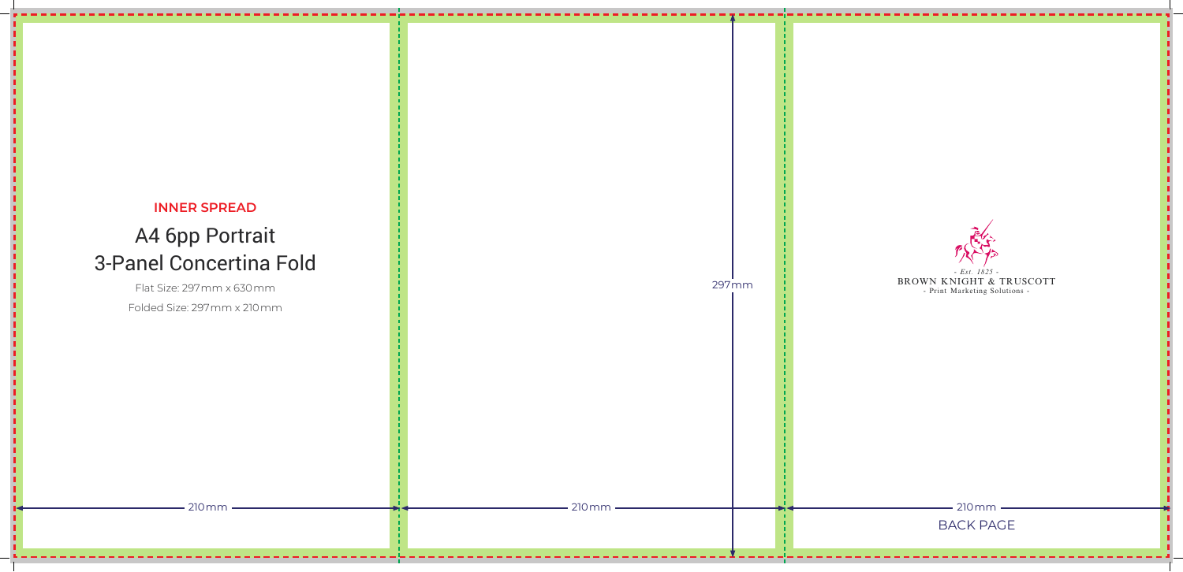**INNER SPREAD**

## A4 6pp Portrait
## 3-Panel Concertina Fold

Flat Size: 297mm x 630mm

Folded Size: 297mm x 210mm

210mm

210mm

297mm

- Est. 1825 -
BROWN KNIGHT & TRUSCOTT
- Print Marketing Solutions -

210mm

BACK PAGE